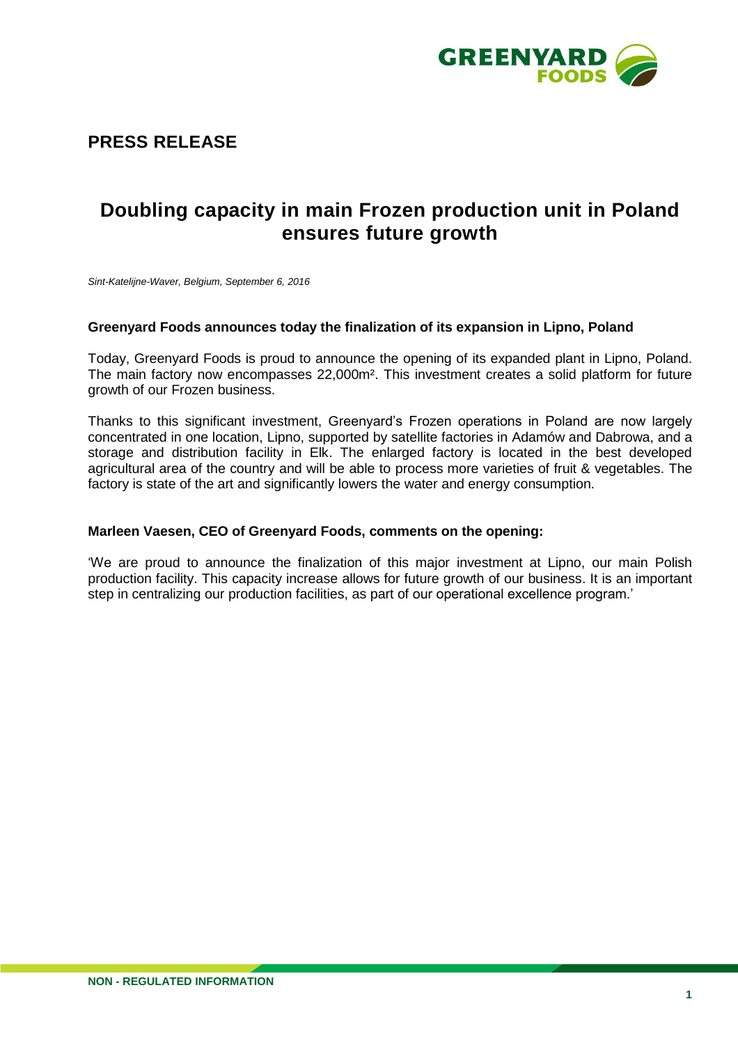## PRESS RELEASE

# Doubling capacity in main Frozen production unit in Poland ensures future growth

*Sint-Katelijne-Waver, Belgium, September 6, 2016*

**Greenyard Foods announces today the finalization of its expansion in Lipno, Poland**

Today, Greenyard Foods is proud to announce the opening of its expanded plant in Lipno, Poland. The main factory now encompasses 22,000m². This investment creates a solid platform for future growth of our Frozen business.

Thanks to this significant investment, Greenyard's Frozen operations in Poland are now largely concentrated in one location, Lipno, supported by satellite factories in Adamów and Dabrowa, and a storage and distribution facility in Elk. The enlarged factory is located in the best developed agricultural area of the country and will be able to process more varieties of fruit & vegetables. The factory is state of the art and significantly lowers the water and energy consumption.

**Marleen Vaesen, CEO of Greenyard Foods, comments on the opening:**

'We are proud to announce the finalization of this major investment at Lipno, our main Polish production facility. This capacity increase allows for future growth of our business. It is an important step in centralizing our production facilities, as part of our operational excellence program.'

**NON - REGULATED INFORMATION**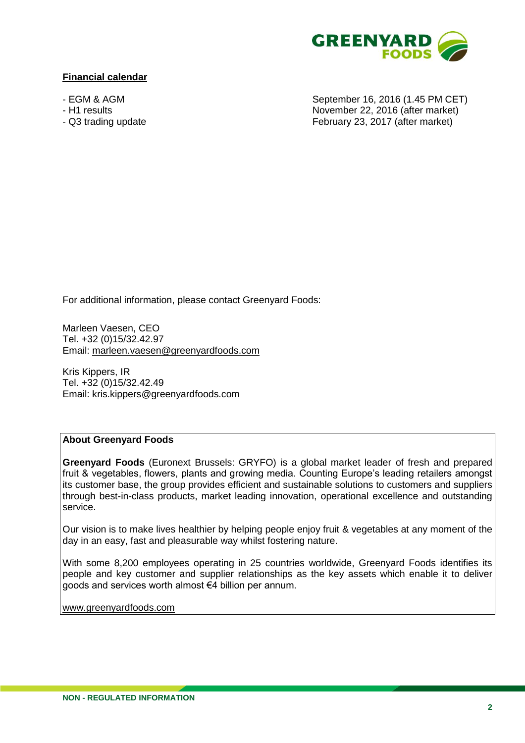## Financial calendar

| | |
|---|---|
| - EGM & AGM | September 16, 2016 (1.45 PM CET) |
| - H1 results | November 22, 2016 (after market) |
| - Q3 trading update | February 23, 2017 (after market) |

For additional information, please contact Greenyard Foods:

Marleen Vaesen, CEO
Tel. +32 (0)15/32.42.97
Email: marleen.vaesen@greenyardfoods.com

Kris Kippers, IR
Tel. +32 (0)15/32.42.49
Email: kris.kippers@greenyardfoods.com

**About Greenyard Foods**

**Greenyard Foods** (Euronext Brussels: GRYFO) is a global market leader of fresh and prepared fruit & vegetables, flowers, plants and growing media. Counting Europe's leading retailers amongst its customer base, the group provides efficient and sustainable solutions to customers and suppliers through best-in-class products, market leading innovation, operational excellence and outstanding service.

Our vision is to make lives healthier by helping people enjoy fruit & vegetables at any moment of the day in an easy, fast and pleasurable way whilst fostering nature.

With some 8,200 employees operating in 25 countries worldwide, Greenyard Foods identifies its people and key customer and supplier relationships as the key assets which enable it to deliver goods and services worth almost €4 billion per annum.

www.greenyardfoods.com

NON - REGULATED INFORMATION